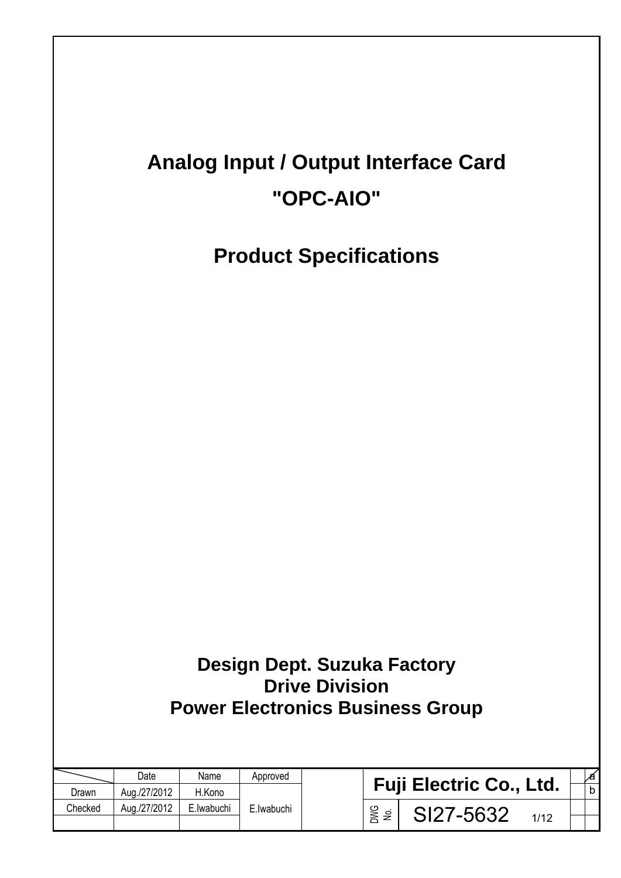# Analog Input / Output Interface Card

# "OPC-AIO"

# Product Specifications

**Design Dept. Suzuka Factory**
**Drive Division**
**Power Electronics Business Group**

| | Date | Name | Approved |
|---|---|---|---|
| Drawn | Aug./27/2012 | H.Kono | E.Iwabuchi |
| Checked | Aug./27/2012 | E.Iwabuchi | |

**Fuji Electric Co., Ltd.**

DWG No. SI27-5632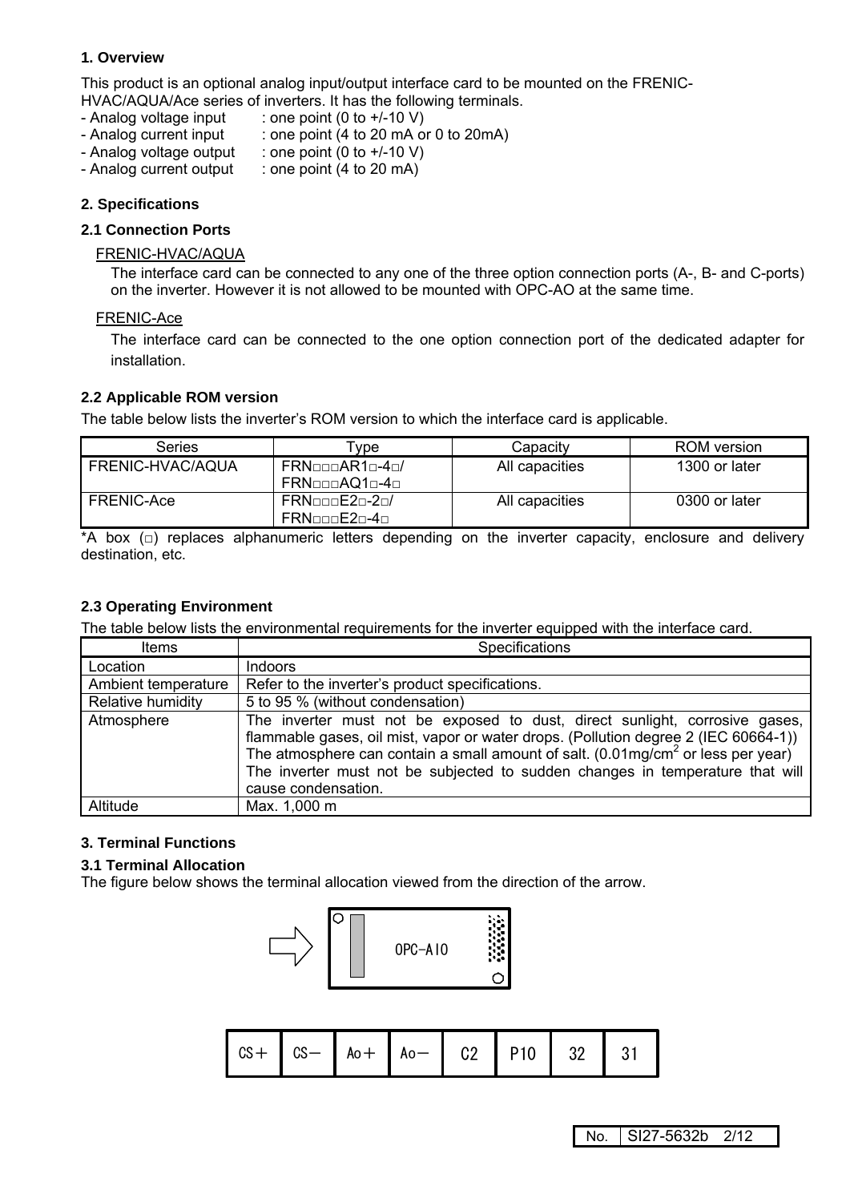## 1. Overview

This product is an optional analog input/output interface card to be mounted on the FRENIC-HVAC/AQUA/Ace series of inverters. It has the following terminals.

- Analog voltage input : one point (0 to +/-10 V)
- Analog current input : one point (4 to 20 mA or 0 to 20mA)
- Analog voltage output : one point (0 to +/-10 V)
- Analog current output : one point (4 to 20 mA)

## 2. Specifications

### 2.1 Connection Ports

FRENIC-HVAC/AQUA

The interface card can be connected to any one of the three option connection ports (A-, B- and C-ports) on the inverter. However it is not allowed to be mounted with OPC-AO at the same time.

FRENIC-Ace

The interface card can be connected to the one option connection port of the dedicated adapter for installation.

### 2.2 Applicable ROM version

The table below lists the inverter's ROM version to which the interface card is applicable.

| Series | Type | Capacity | ROM version |
|---|---|---|---|
| FRENIC-HVAC/AQUA | FRN□□□AR1□-4□/ FRN□□□AQ1□-4□ | All capacities | 1300 or later |
| FRENIC-Ace | FRN□□□E2□-2□/ FRN□□□E2□-4□ | All capacities | 0300 or later |

*A box (□) replaces alphanumeric letters depending on the inverter capacity, enclosure and delivery destination, etc.

### 2.3 Operating Environment

The table below lists the environmental requirements for the inverter equipped with the interface card.

| Items | Specifications |
|---|---|
| Location | Indoors |
| Ambient temperature | Refer to the inverter's product specifications. |
| Relative humidity | 5 to 95 % (without condensation) |
| Atmosphere | The inverter must not be exposed to dust, direct sunlight, corrosive gases, flammable gases, oil mist, vapor or water drops. (Pollution degree 2 (IEC 60664-1)) The atmosphere can contain a small amount of salt. (0.01mg/cm$^2$ or less per year) The inverter must not be subjected to sudden changes in temperature that will cause condensation. |
| Altitude | Max. 1,000 m |

## 3. Terminal Functions

### 3.1 Terminal Allocation

The figure below shows the terminal allocation viewed from the direction of the arrow.

OPC-AIO

| CS+ | CS− | Ao+ | Ao− | C2 | P10 | 32 | 31 |
|---|---|---|---|---|---|---|---|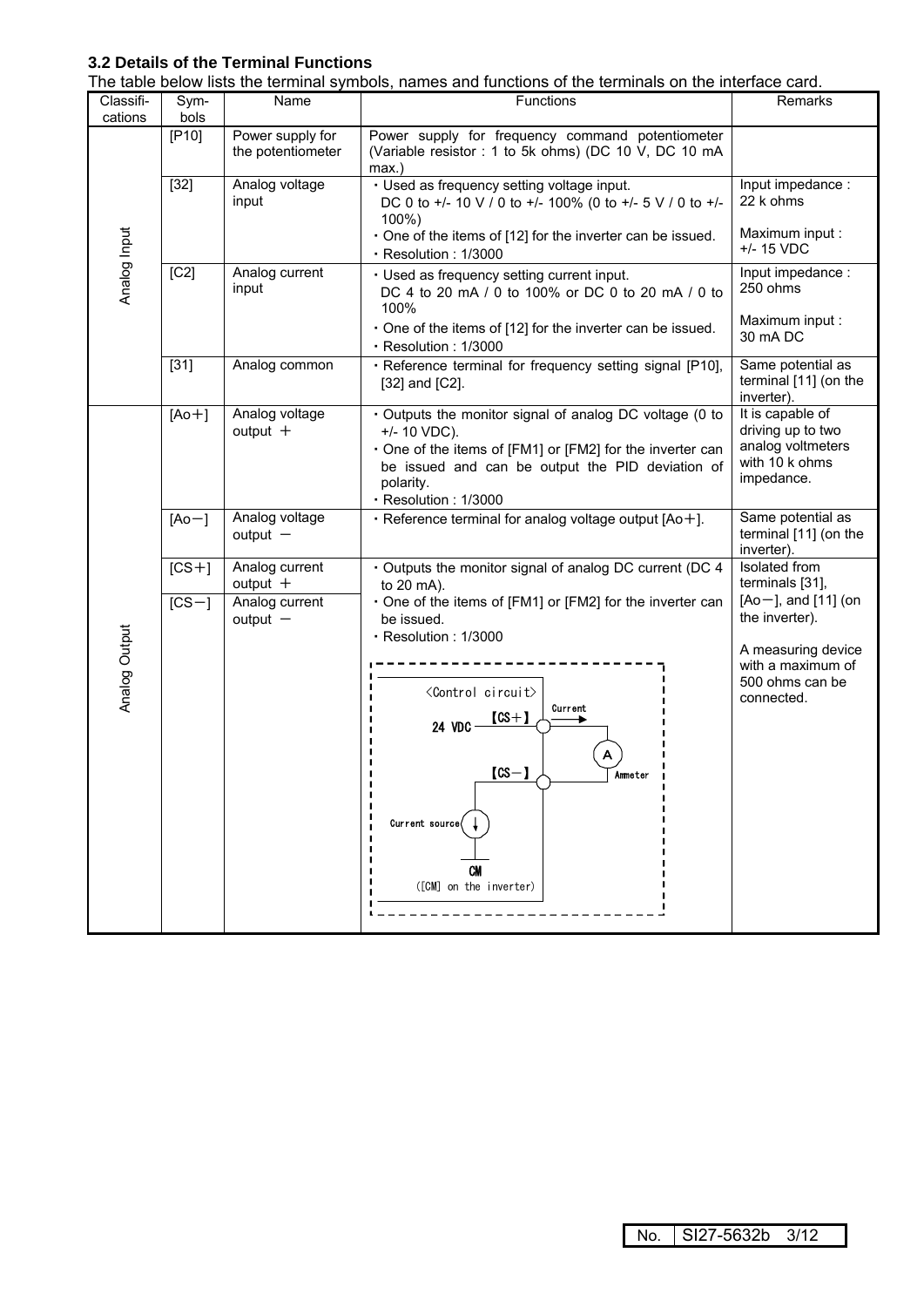### 3.2 Details of the Terminal Functions

The table below lists the terminal symbols, names and functions of the terminals on the interface card.

| Classifi-cations | Sym-bols | Name | Functions | Remarks |
|---|---|---|---|---|
| Analog Input | [P10] | Power supply for the potentiometer | Power supply for frequency command potentiometer (Variable resistor : 1 to 5k ohms) (DC 10 V, DC 10 mA max.) | |
| | [32] | Analog voltage input | ・Used as frequency setting voltage input.<br>DC 0 to +/- 10 V / 0 to +/- 100% (0 to +/- 5 V / 0 to +/- 100%)<br>・One of the items of [12] for the inverter can be issued.<br>・Resolution : 1/3000 | Input impedance : 22 k ohms<br><br>Maximum input : +/- 15 VDC |
| | [C2] | Analog current input | ・Used as frequency setting current input.<br>DC 4 to 20 mA / 0 to 100% or DC 0 to 20 mA / 0 to 100%<br>・One of the items of [12] for the inverter can be issued.<br>・Resolution : 1/3000 | Input impedance : 250 ohms<br><br>Maximum input : 30 mA DC |
| | [31] | Analog common | ・Reference terminal for frequency setting signal [P10], [32] and [C2]. | Same potential as terminal [11] (on the inverter). |
| Analog Output | [Ao＋] | Analog voltage output ＋ | ・Outputs the monitor signal of analog DC voltage (0 to +/- 10 VDC).<br>・One of the items of [FM1] or [FM2] for the inverter can be issued and can be output the PID deviation of polarity.<br>・Resolution : 1/3000 | It is capable of driving up to two analog voltmeters with 10 k ohms impedance. |
| | [Ao－] | Analog voltage output － | ・Reference terminal for analog voltage output [Ao＋]. | Same potential as terminal [11] (on the inverter). |
| | [CS＋] | Analog current output ＋ | ・Outputs the monitor signal of analog DC current (DC 4 to 20 mA).<br>・One of the items of [FM1] or [FM2] for the inverter can be issued.<br>・Resolution : 1/3000<br><br><Control circuit><br>24 VDC — 【CS＋】 — Current → Ammeter (A)<br>【CS－】<br>Current source<br>CM ([CM] on the inverter) | Isolated from terminals [31], [Ao－], and [11] (on the inverter).<br><br>A measuring device with a maximum of 500 ohms can be connected. |
| | [CS－] | Analog current output － | | |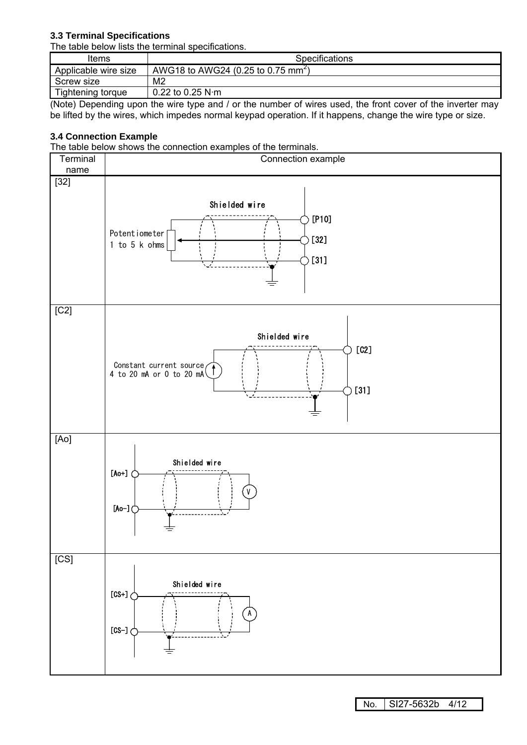### 3.3 Terminal Specifications

The table below lists the terminal specifications.

| Items | Specifications |
| --- | --- |
| Applicable wire size | AWG18 to AWG24 (0.25 to 0.75 mm$^2$) |
| Screw size | M2 |
| Tightening torque | 0.22 to 0.25 N·m |

(Note) Depending upon the wire type and / or the number of wires used, the front cover of the inverter may be lifted by the wires, which impedes normal keypad operation. If it happens, change the wire type or size.

### 3.4 Connection Example

The table below shows the connection examples of the terminals.

| Terminal name | Connection example |
| --- | --- |
| [32] | Shielded wire; Potentiometer 1 to 5 k ohms; [P10]; [32]; [31] |
| [C2] | Shielded wire; Constant current source 4 to 20 mA or 0 to 20 mA; [C2]; [31] |
| [Ao] | Shielded wire; [Ao+]; [Ao-]; V |
| [CS] | Shielded wire; [CS+]; [CS-]; A |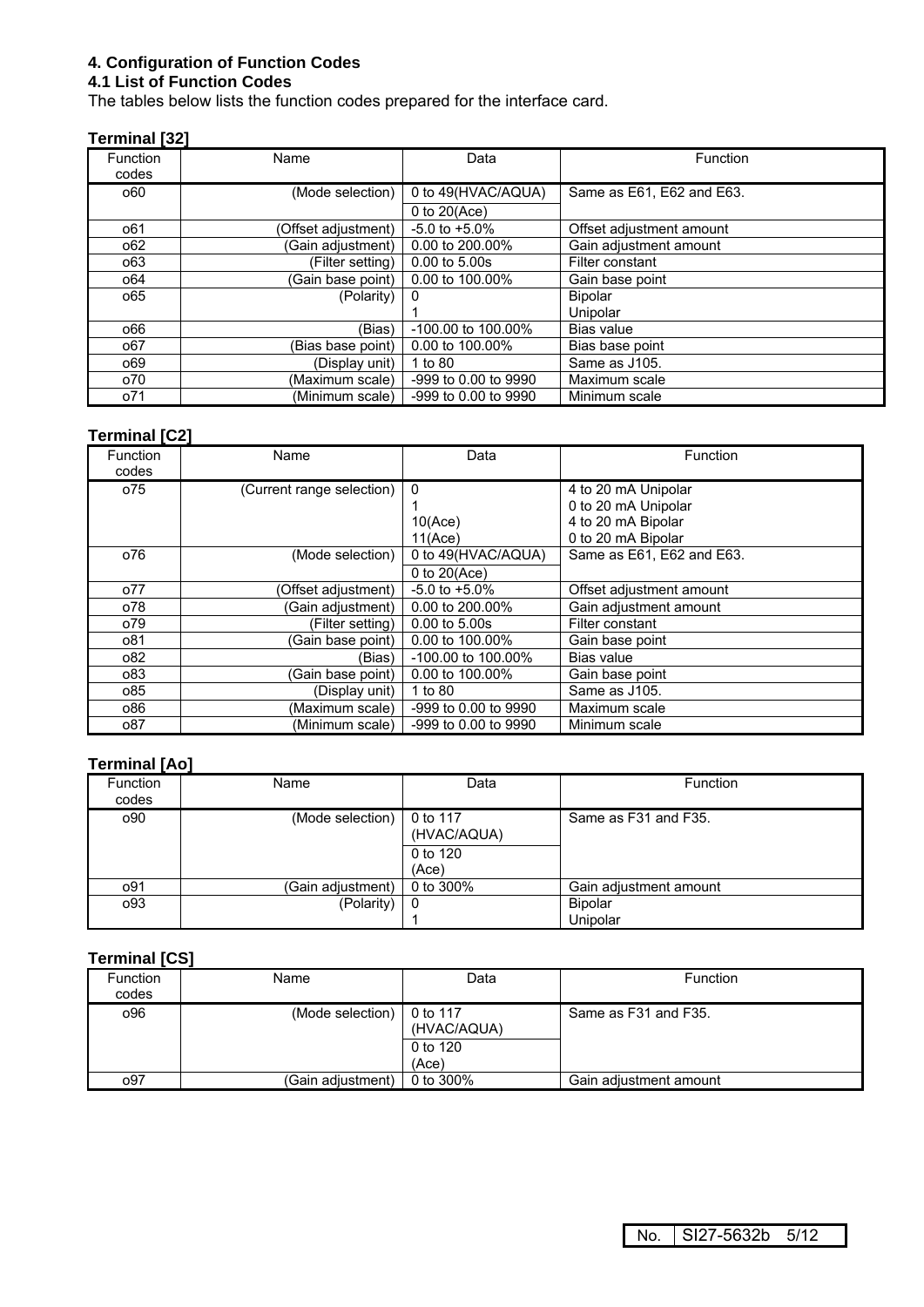# 4. Configuration of Function Codes

## 4.1 List of Function Codes

The tables below lists the function codes prepared for the interface card.

### Terminal [32]

| Function codes | Name | Data | Function |
|---|---|---|---|
| o60 | (Mode selection) | 0 to 49(HVAC/AQUA)<br>0 to 20(Ace) | Same as E61, E62 and E63. |
| o61 | (Offset adjustment) | -5.0 to +5.0% | Offset adjustment amount |
| o62 | (Gain adjustment) | 0.00 to 200.00% | Gain adjustment amount |
| o63 | (Filter setting) | 0.00 to 5.00s | Filter constant |
| o64 | (Gain base point) | 0.00 to 100.00% | Gain base point |
| o65 | (Polarity) | 0<br>1 | Bipolar<br>Unipolar |
| o66 | (Bias) | -100.00 to 100.00% | Bias value |
| o67 | (Bias base point) | 0.00 to 100.00% | Bias base point |
| o69 | (Display unit) | 1 to 80 | Same as J105. |
| o70 | (Maximum scale) | -999 to 0.00 to 9990 | Maximum scale |
| o71 | (Minimum scale) | -999 to 0.00 to 9990 | Minimum scale |

### Terminal [C2]

| Function codes | Name | Data | Function |
|---|---|---|---|
| o75 | (Current range selection) | 0<br>1<br>10(Ace)<br>11(Ace) | 4 to 20 mA Unipolar<br>0 to 20 mA Unipolar<br>4 to 20 mA Bipolar<br>0 to 20 mA Bipolar |
| o76 | (Mode selection) | 0 to 49(HVAC/AQUA)<br>0 to 20(Ace) | Same as E61, E62 and E63. |
| o77 | (Offset adjustment) | -5.0 to +5.0% | Offset adjustment amount |
| o78 | (Gain adjustment) | 0.00 to 200.00% | Gain adjustment amount |
| o79 | (Filter setting) | 0.00 to 5.00s | Filter constant |
| o81 | (Gain base point) | 0.00 to 100.00% | Gain base point |
| o82 | (Bias) | -100.00 to 100.00% | Bias value |
| o83 | (Gain base point) | 0.00 to 100.00% | Gain base point |
| o85 | (Display unit) | 1 to 80 | Same as J105. |
| o86 | (Maximum scale) | -999 to 0.00 to 9990 | Maximum scale |
| o87 | (Minimum scale) | -999 to 0.00 to 9990 | Minimum scale |

### Terminal [Ao]

| Function codes | Name | Data | Function |
|---|---|---|---|
| o90 | (Mode selection) | 0 to 117 (HVAC/AQUA)<br>0 to 120 (Ace) | Same as F31 and F35. |
| o91 | (Gain adjustment) | 0 to 300% | Gain adjustment amount |
| o93 | (Polarity) | 0<br>1 | Bipolar<br>Unipolar |

### Terminal [CS]

| Function codes | Name | Data | Function |
|---|---|---|---|
| o96 | (Mode selection) | 0 to 117 (HVAC/AQUA)<br>0 to 120 (Ace) | Same as F31 and F35. |
| o97 | (Gain adjustment) | 0 to 300% | Gain adjustment amount |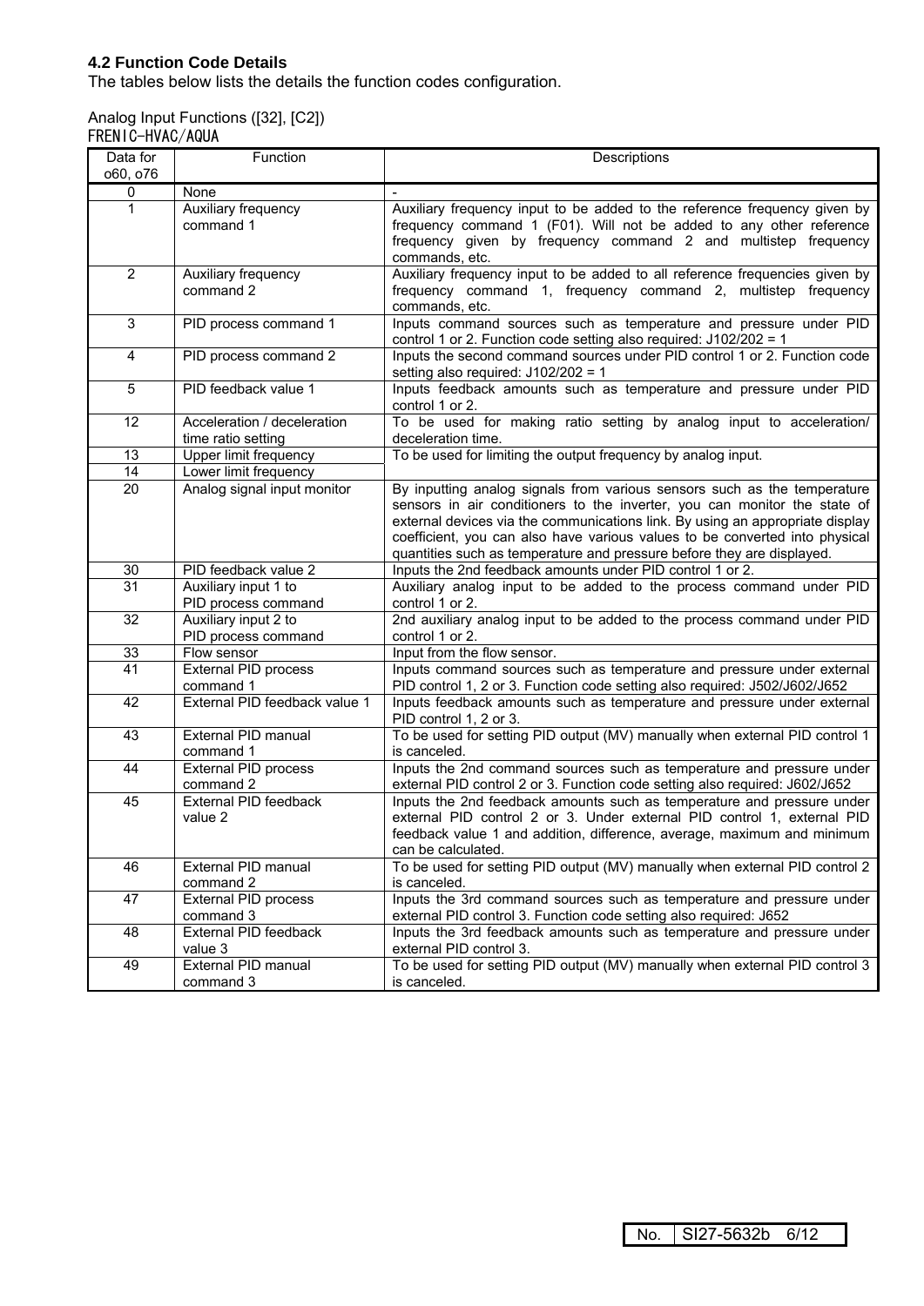### 4.2 Function Code Details

The tables below lists the details the function codes configuration.

Analog Input Functions ([32], [C2])
FRENIC-HVAC/AQUA

| Data for o60, o76 | Function | Descriptions |
|---|---|---|
| 0 | None | - |
| 1 | Auxiliary frequency command 1 | Auxiliary frequency input to be added to the reference frequency given by frequency command 1 (F01). Will not be added to any other reference frequency given by frequency command 2 and multistep frequency commands, etc. |
| 2 | Auxiliary frequency command 2 | Auxiliary frequency input to be added to all reference frequencies given by frequency command 1, frequency command 2, multistep frequency commands, etc. |
| 3 | PID process command 1 | Inputs command sources such as temperature and pressure under PID control 1 or 2. Function code setting also required: J102/202 = 1 |
| 4 | PID process command 2 | Inputs the second command sources under PID control 1 or 2. Function code setting also required: J102/202 = 1 |
| 5 | PID feedback value 1 | Inputs feedback amounts such as temperature and pressure under PID control 1 or 2. |
| 12 | Acceleration / deceleration time ratio setting | To be used for making ratio setting by analog input to acceleration/ deceleration time. |
| 13 | Upper limit frequency | To be used for limiting the output frequency by analog input. |
| 14 | Lower limit frequency | |
| 20 | Analog signal input monitor | By inputting analog signals from various sensors such as the temperature sensors in air conditioners to the inverter, you can monitor the state of external devices via the communications link. By using an appropriate display coefficient, you can also have various values to be converted into physical quantities such as temperature and pressure before they are displayed. |
| 30 | PID feedback value 2 | Inputs the 2nd feedback amounts under PID control 1 or 2. |
| 31 | Auxiliary input 1 to PID process command | Auxiliary analog input to be added to the process command under PID control 1 or 2. |
| 32 | Auxiliary input 2 to PID process command | 2nd auxiliary analog input to be added to the process command under PID control 1 or 2. |
| 33 | Flow sensor | Input from the flow sensor. |
| 41 | External PID process command 1 | Inputs command sources such as temperature and pressure under external PID control 1, 2 or 3. Function code setting also required: J502/J602/J652 |
| 42 | External PID feedback value 1 | Inputs feedback amounts such as temperature and pressure under external PID control 1, 2 or 3. |
| 43 | External PID manual command 1 | To be used for setting PID output (MV) manually when external PID control 1 is canceled. |
| 44 | External PID process command 2 | Inputs the 2nd command sources such as temperature and pressure under external PID control 2 or 3. Function code setting also required: J602/J652 |
| 45 | External PID feedback value 2 | Inputs the 2nd feedback amounts such as temperature and pressure under external PID control 2 or 3. Under external PID control 1, external PID feedback value 1 and addition, difference, average, maximum and minimum can be calculated. |
| 46 | External PID manual command 2 | To be used for setting PID output (MV) manually when external PID control 2 is canceled. |
| 47 | External PID process command 3 | Inputs the 3rd command sources such as temperature and pressure under external PID control 3. Function code setting also required: J652 |
| 48 | External PID feedback value 3 | Inputs the 3rd feedback amounts such as temperature and pressure under external PID control 3. |
| 49 | External PID manual command 3 | To be used for setting PID output (MV) manually when external PID control 3 is canceled. |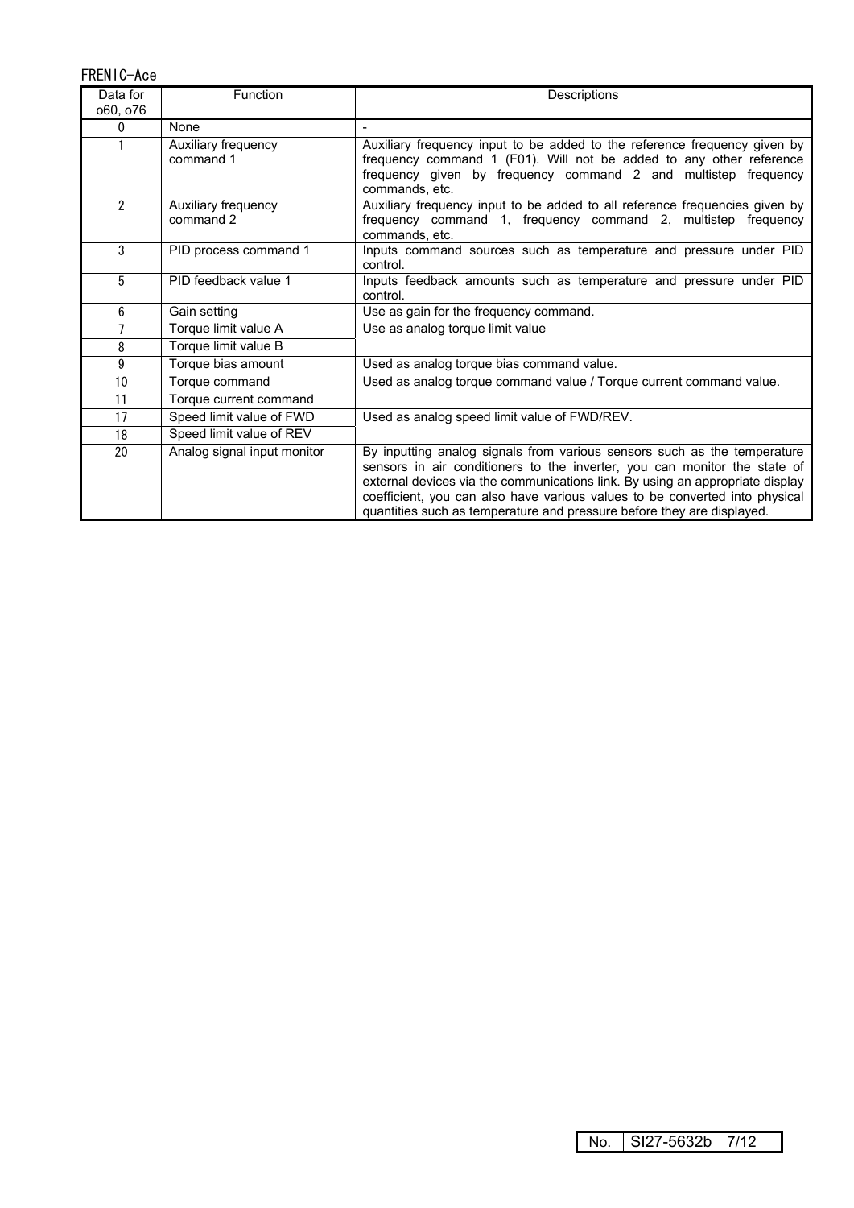FRENIC-Ace

| Data for o60, o76 | Function | Descriptions |
|---|---|---|
| 0 | None | - |
| 1 | Auxiliary frequency command 1 | Auxiliary frequency input to be added to the reference frequency given by frequency command 1 (F01). Will not be added to any other reference frequency given by frequency command 2 and multistep frequency commands, etc. |
| 2 | Auxiliary frequency command 2 | Auxiliary frequency input to be added to all reference frequencies given by frequency command 1, frequency command 2, multistep frequency commands, etc. |
| 3 | PID process command 1 | Inputs command sources such as temperature and pressure under PID control. |
| 5 | PID feedback value 1 | Inputs feedback amounts such as temperature and pressure under PID control. |
| 6 | Gain setting | Use as gain for the frequency command. |
| 7 | Torque limit value A | Use as analog torque limit value |
| 8 | Torque limit value B | |
| 9 | Torque bias amount | Used as analog torque bias command value. |
| 10 | Torque command | Used as analog torque command value / Torque current command value. |
| 11 | Torque current command | |
| 17 | Speed limit value of FWD | Used as analog speed limit value of FWD/REV. |
| 18 | Speed limit value of REV | |
| 20 | Analog signal input monitor | By inputting analog signals from various sensors such as the temperature sensors in air conditioners to the inverter, you can monitor the state of external devices via the communications link. By using an appropriate display coefficient, you can also have various values to be converted into physical quantities such as temperature and pressure before they are displayed. |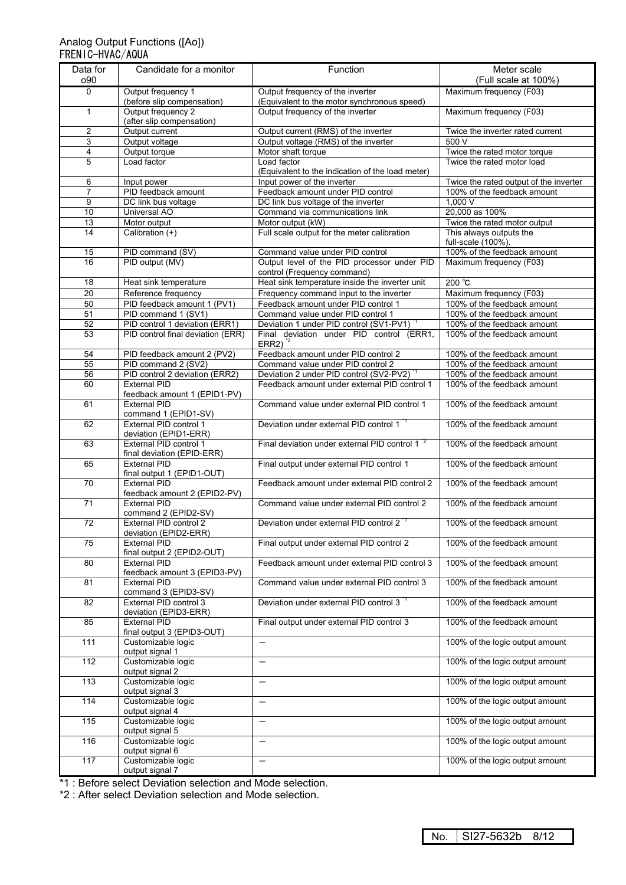Analog Output Functions ([Ao])
FRENIC-HVAC/AQUA

| Data for o90 | Candidate for a monitor | Function | Meter scale (Full scale at 100%) |
|---|---|---|---|
| 0 | Output frequency 1 (before slip compensation) | Output frequency of the inverter (Equivalent to the motor synchronous speed) | Maximum frequency (F03) |
| 1 | Output frequency 2 (after slip compensation) | Output frequency of the inverter | Maximum frequency (F03) |
| 2 | Output current | Output current (RMS) of the inverter | Twice the inverter rated current |
| 3 | Output voltage | Output voltage (RMS) of the inverter | 500 V |
| 4 | Output torque | Motor shaft torque | Twice the rated motor torque |
| 5 | Load factor | Load factor (Equivalent to the indication of the load meter) | Twice the rated motor load |
| 6 | Input power | Input power of the inverter | Twice the rated output of the inverter |
| 7 | PID feedback amount | Feedback amount under PID control | 100% of the feedback amount |
| 9 | DC link bus voltage | DC link bus voltage of the inverter | 1,000 V |
| 10 | Universal AO | Command via communications link | 20,000 as 100% |
| 13 | Motor output | Motor output (kW) | Twice the rated motor output |
| 14 | Calibration (+) | Full scale output for the meter calibration | This always outputs the full-scale (100%). |
| 15 | PID command (SV) | Command value under PID control | 100% of the feedback amount |
| 16 | PID output (MV) | Output level of the PID processor under PID control (Frequency command) | Maximum frequency (F03) |
| 18 | Heat sink temperature | Heat sink temperature inside the inverter unit | 200 ℃ |
| 20 | Reference frequency | Frequency command input to the inverter | Maximum frequency (F03) |
| 50 | PID feedback amount 1 (PV1) | Feedback amount under PID control 1 | 100% of the feedback amount |
| 51 | PID command 1 (SV1) | Command value under PID control 1 | 100% of the feedback amount |
| 52 | PID control 1 deviation (ERR1) | Deviation 1 under PID control (SV1-PV1) *1 | 100% of the feedback amount |
| 53 | PID control final deviation (ERR) | Final deviation under PID control (ERR1, ERR2) *2 | 100% of the feedback amount |
| 54 | PID feedback amount 2 (PV2) | Feedback amount under PID control 2 | 100% of the feedback amount |
| 55 | PID command 2 (SV2) | Command value under PID control 2 | 100% of the feedback amount |
| 56 | PID control 2 deviation (ERR2) | Deviation 2 under PID control (SV2-PV2) *1 | 100% of the feedback amount |
| 60 | External PID feedback amount 1 (EPID1-PV) | Feedback amount under external PID control 1 | 100% of the feedback amount |
| 61 | External PID command 1 (EPID1-SV) | Command value under external PID control 1 | 100% of the feedback amount |
| 62 | External PID control 1 deviation (EPID1-ERR) | Deviation under external PID control 1 *1 | 100% of the feedback amount |
| 63 | External PID control 1 final deviation (EPID-ERR) | Final deviation under external PID control 1 *2 | 100% of the feedback amount |
| 65 | External PID final output 1 (EPID1-OUT) | Final output under external PID control 1 | 100% of the feedback amount |
| 70 | External PID feedback amount 2 (EPID2-PV) | Feedback amount under external PID control 2 | 100% of the feedback amount |
| 71 | External PID command 2 (EPID2-SV) | Command value under external PID control 2 | 100% of the feedback amount |
| 72 | External PID control 2 deviation (EPID2-ERR) | Deviation under external PID control 2 *1 | 100% of the feedback amount |
| 75 | External PID final output 2 (EPID2-OUT) | Final output under external PID control 2 | 100% of the feedback amount |
| 80 | External PID feedback amount 3 (EPID3-PV) | Feedback amount under external PID control 3 | 100% of the feedback amount |
| 81 | External PID command 3 (EPID3-SV) | Command value under external PID control 3 | 100% of the feedback amount |
| 82 | External PID control 3 deviation (EPID3-ERR) | Deviation under external PID control 3 *1 | 100% of the feedback amount |
| 85 | External PID final output 3 (EPID3-OUT) | Final output under external PID control 3 | 100% of the feedback amount |
| 111 | Customizable logic output signal 1 | – | 100% of the logic output amount |
| 112 | Customizable logic output signal 2 | – | 100% of the logic output amount |
| 113 | Customizable logic output signal 3 | – | 100% of the logic output amount |
| 114 | Customizable logic output signal 4 | – | 100% of the logic output amount |
| 115 | Customizable logic output signal 5 | – | 100% of the logic output amount |
| 116 | Customizable logic output signal 6 | – | 100% of the logic output amount |
| 117 | Customizable logic output signal 7 | – | 100% of the logic output amount |

*1 : Before select Deviation selection and Mode selection.
*2 : After select Deviation selection and Mode selection.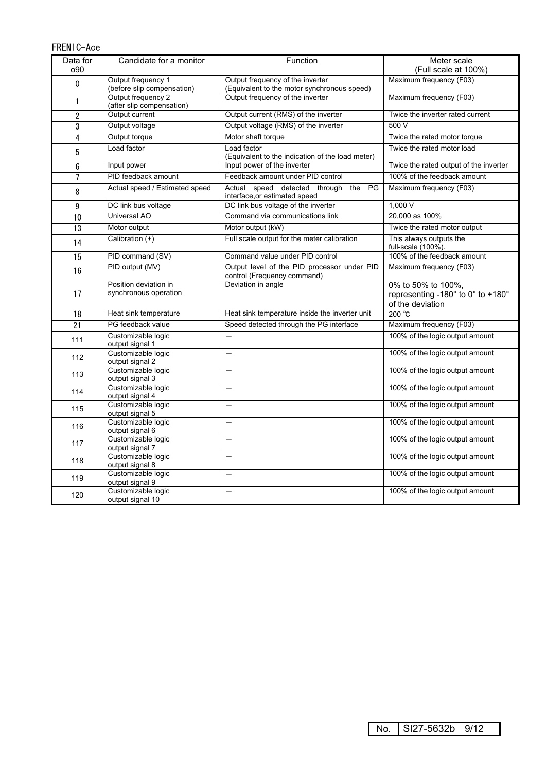FRENIC-Ace

| Data for o90 | Candidate for a monitor | Function | Meter scale (Full scale at 100%) |
|---|---|---|---|
| 0 | Output frequency 1 (before slip compensation) | Output frequency of the inverter (Equivalent to the motor synchronous speed) | Maximum frequency (F03) |
| 1 | Output frequency 2 (after slip compensation) | Output frequency of the inverter | Maximum frequency (F03) |
| 2 | Output current | Output current (RMS) of the inverter | Twice the inverter rated current |
| 3 | Output voltage | Output voltage (RMS) of the inverter | 500 V |
| 4 | Output torque | Motor shaft torque | Twice the rated motor torque |
| 5 | Load factor | Load factor (Equivalent to the indication of the load meter) | Twice the rated motor load |
| 6 | Input power | Input power of the inverter | Twice the rated output of the inverter |
| 7 | PID feedback amount | Feedback amount under PID control | 100% of the feedback amount |
| 8 | Actual speed / Estimated speed | Actual speed detected through the PG interface,or estimated speed | Maximum frequency (F03) |
| 9 | DC link bus voltage | DC link bus voltage of the inverter | 1,000 V |
| 10 | Universal AO | Command via communications link | 20,000 as 100% |
| 13 | Motor output | Motor output (kW) | Twice the rated motor output |
| 14 | Calibration (+) | Full scale output for the meter calibration | This always outputs the full-scale (100%). |
| 15 | PID command (SV) | Command value under PID control | 100% of the feedback amount |
| 16 | PID output (MV) | Output level of the PID processor under PID control (Frequency command) | Maximum frequency (F03) |
| 17 | Position deviation in synchronous operation | Deviation in angle | 0% to 50% to 100%, representing -180° to 0° to +180° of the deviation |
| 18 | Heat sink temperature | Heat sink temperature inside the inverter unit | 200 ℃ |
| 21 | PG feedback value | Speed detected through the PG interface | Maximum frequency (F03) |
| 111 | Customizable logic output signal 1 | — | 100% of the logic output amount |
| 112 | Customizable logic output signal 2 | — | 100% of the logic output amount |
| 113 | Customizable logic output signal 3 | — | 100% of the logic output amount |
| 114 | Customizable logic output signal 4 | — | 100% of the logic output amount |
| 115 | Customizable logic output signal 5 | — | 100% of the logic output amount |
| 116 | Customizable logic output signal 6 | — | 100% of the logic output amount |
| 117 | Customizable logic output signal 7 | — | 100% of the logic output amount |
| 118 | Customizable logic output signal 8 | — | 100% of the logic output amount |
| 119 | Customizable logic output signal 9 | — | 100% of the logic output amount |
| 120 | Customizable logic output signal 10 | — | 100% of the logic output amount |

No. SI27-5632b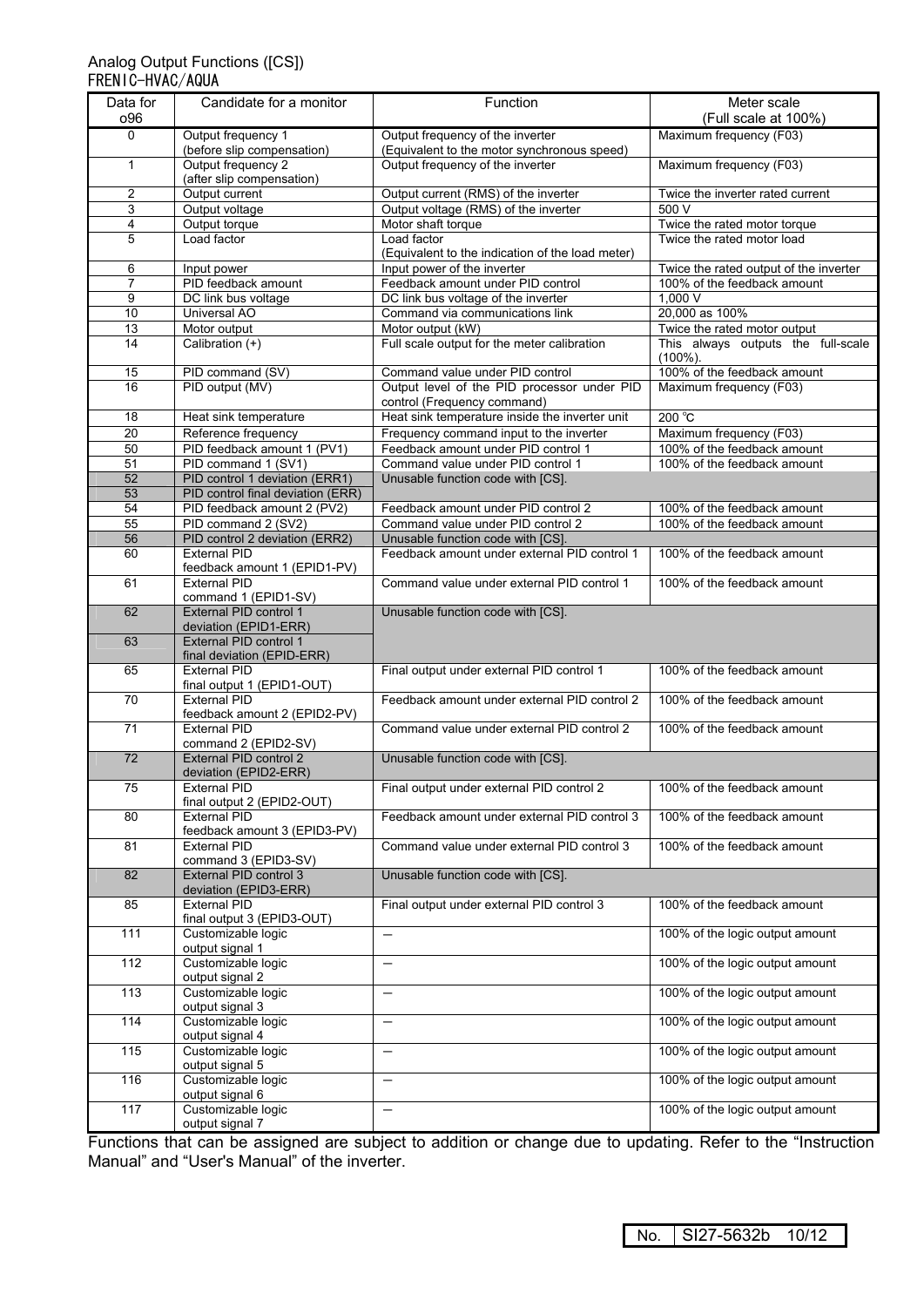Analog Output Functions ([CS])
FRENIC-HVAC/AQUA

| Data for o96 | Candidate for a monitor | Function | Meter scale (Full scale at 100%) |
|---|---|---|---|
| 0 | Output frequency 1 (before slip compensation) | Output frequency of the inverter (Equivalent to the motor synchronous speed) | Maximum frequency (F03) |
| 1 | Output frequency 2 (after slip compensation) | Output frequency of the inverter | Maximum frequency (F03) |
| 2 | Output current | Output current (RMS) of the inverter | Twice the inverter rated current |
| 3 | Output voltage | Output voltage (RMS) of the inverter | 500 V |
| 4 | Output torque | Motor shaft torque | Twice the rated motor torque |
| 5 | Load factor | Load factor (Equivalent to the indication of the load meter) | Twice the rated motor load |
| 6 | Input power | Input power of the inverter | Twice the rated output of the inverter |
| 7 | PID feedback amount | Feedback amount under PID control | 100% of the feedback amount |
| 9 | DC link bus voltage | DC link bus voltage of the inverter | 1,000 V |
| 10 | Universal AO | Command via communications link | 20,000 as 100% |
| 13 | Motor output | Motor output (kW) | Twice the rated motor output |
| 14 | Calibration (+) | Full scale output for the meter calibration | This always outputs the full-scale (100%). |
| 15 | PID command (SV) | Command value under PID control | 100% of the feedback amount |
| 16 | PID output (MV) | Output level of the PID processor under PID control (Frequency command) | Maximum frequency (F03) |
| 18 | Heat sink temperature | Heat sink temperature inside the inverter unit | 200 ℃ |
| 20 | Reference frequency | Frequency command input to the inverter | Maximum frequency (F03) |
| 50 | PID feedback amount 1 (PV1) | Feedback amount under PID control 1 | 100% of the feedback amount |
| 51 | PID command 1 (SV1) | Command value under PID control 1 | 100% of the feedback amount |
| 52 | PID control 1 deviation (ERR1) | Unusable function code with [CS]. | |
| 53 | PID control final deviation (ERR) | | |
| 54 | PID feedback amount 2 (PV2) | Feedback amount under PID control 2 | 100% of the feedback amount |
| 55 | PID command 2 (SV2) | Command value under PID control 2 | 100% of the feedback amount |
| 56 | PID control 2 deviation (ERR2) | Unusable function code with [CS]. | |
| 60 | External PID feedback amount 1 (EPID1-PV) | Feedback amount under external PID control 1 | 100% of the feedback amount |
| 61 | External PID command 1 (EPID1-SV) | Command value under external PID control 1 | 100% of the feedback amount |
| 62 | External PID control 1 deviation (EPID1-ERR) | Unusable function code with [CS]. | |
| 63 | External PID control 1 final deviation (EPID-ERR) | | |
| 65 | External PID final output 1 (EPID1-OUT) | Final output under external PID control 1 | 100% of the feedback amount |
| 70 | External PID feedback amount 2 (EPID2-PV) | Feedback amount under external PID control 2 | 100% of the feedback amount |
| 71 | External PID command 2 (EPID2-SV) | Command value under external PID control 2 | 100% of the feedback amount |
| 72 | External PID control 2 deviation (EPID2-ERR) | Unusable function code with [CS]. | |
| 75 | External PID final output 2 (EPID2-OUT) | Final output under external PID control 2 | 100% of the feedback amount |
| 80 | External PID feedback amount 3 (EPID3-PV) | Feedback amount under external PID control 3 | 100% of the feedback amount |
| 81 | External PID command 3 (EPID3-SV) | Command value under external PID control 3 | 100% of the feedback amount |
| 82 | External PID control 3 deviation (EPID3-ERR) | Unusable function code with [CS]. | |
| 85 | External PID final output 3 (EPID3-OUT) | Final output under external PID control 3 | 100% of the feedback amount |
| 111 | Customizable logic output signal 1 | — | 100% of the logic output amount |
| 112 | Customizable logic output signal 2 | — | 100% of the logic output amount |
| 113 | Customizable logic output signal 3 | — | 100% of the logic output amount |
| 114 | Customizable logic output signal 4 | — | 100% of the logic output amount |
| 115 | Customizable logic output signal 5 | — | 100% of the logic output amount |
| 116 | Customizable logic output signal 6 | — | 100% of the logic output amount |
| 117 | Customizable logic output signal 7 | — | 100% of the logic output amount |

Functions that can be assigned are subject to addition or change due to updating. Refer to the "Instruction Manual" and "User's Manual" of the inverter.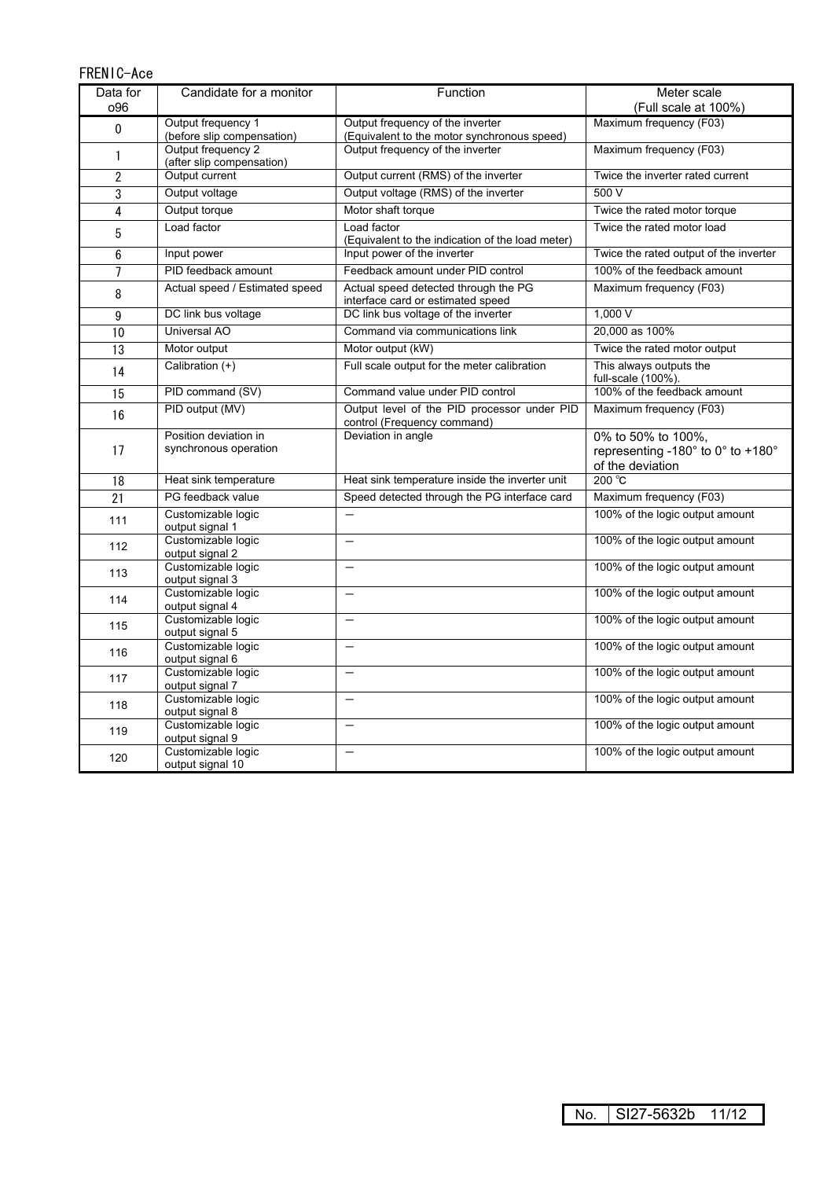FRENIC-Ace

| Data for o96 | Candidate for a monitor | Function | Meter scale (Full scale at 100%) |
|---|---|---|---|
| 0 | Output frequency 1 (before slip compensation) | Output frequency of the inverter (Equivalent to the motor synchronous speed) | Maximum frequency (F03) |
| 1 | Output frequency 2 (after slip compensation) | Output frequency of the inverter | Maximum frequency (F03) |
| 2 | Output current | Output current (RMS) of the inverter | Twice the inverter rated current |
| 3 | Output voltage | Output voltage (RMS) of the inverter | 500 V |
| 4 | Output torque | Motor shaft torque | Twice the rated motor torque |
| 5 | Load factor | Load factor (Equivalent to the indication of the load meter) | Twice the rated motor load |
| 6 | Input power | Input power of the inverter | Twice the rated output of the inverter |
| 7 | PID feedback amount | Feedback amount under PID control | 100% of the feedback amount |
| 8 | Actual speed / Estimated speed | Actual speed detected through the PG interface card or estimated speed | Maximum frequency (F03) |
| 9 | DC link bus voltage | DC link bus voltage of the inverter | 1,000 V |
| 10 | Universal AO | Command via communications link | 20,000 as 100% |
| 13 | Motor output | Motor output (kW) | Twice the rated motor output |
| 14 | Calibration (+) | Full scale output for the meter calibration | This always outputs the full-scale (100%). |
| 15 | PID command (SV) | Command value under PID control | 100% of the feedback amount |
| 16 | PID output (MV) | Output level of the PID processor under PID control (Frequency command) | Maximum frequency (F03) |
| 17 | Position deviation in synchronous operation | Deviation in angle | 0% to 50% to 100%, representing -180° to 0° to +180° of the deviation |
| 18 | Heat sink temperature | Heat sink temperature inside the inverter unit | 200 ℃ |
| 21 | PG feedback value | Speed detected through the PG interface card | Maximum frequency (F03) |
| 111 | Customizable logic output signal 1 | — | 100% of the logic output amount |
| 112 | Customizable logic output signal 2 | — | 100% of the logic output amount |
| 113 | Customizable logic output signal 3 | — | 100% of the logic output amount |
| 114 | Customizable logic output signal 4 | — | 100% of the logic output amount |
| 115 | Customizable logic output signal 5 | — | 100% of the logic output amount |
| 116 | Customizable logic output signal 6 | — | 100% of the logic output amount |
| 117 | Customizable logic output signal 7 | — | 100% of the logic output amount |
| 118 | Customizable logic output signal 8 | — | 100% of the logic output amount |
| 119 | Customizable logic output signal 9 | — | 100% of the logic output amount |
| 120 | Customizable logic output signal 10 | — | 100% of the logic output amount |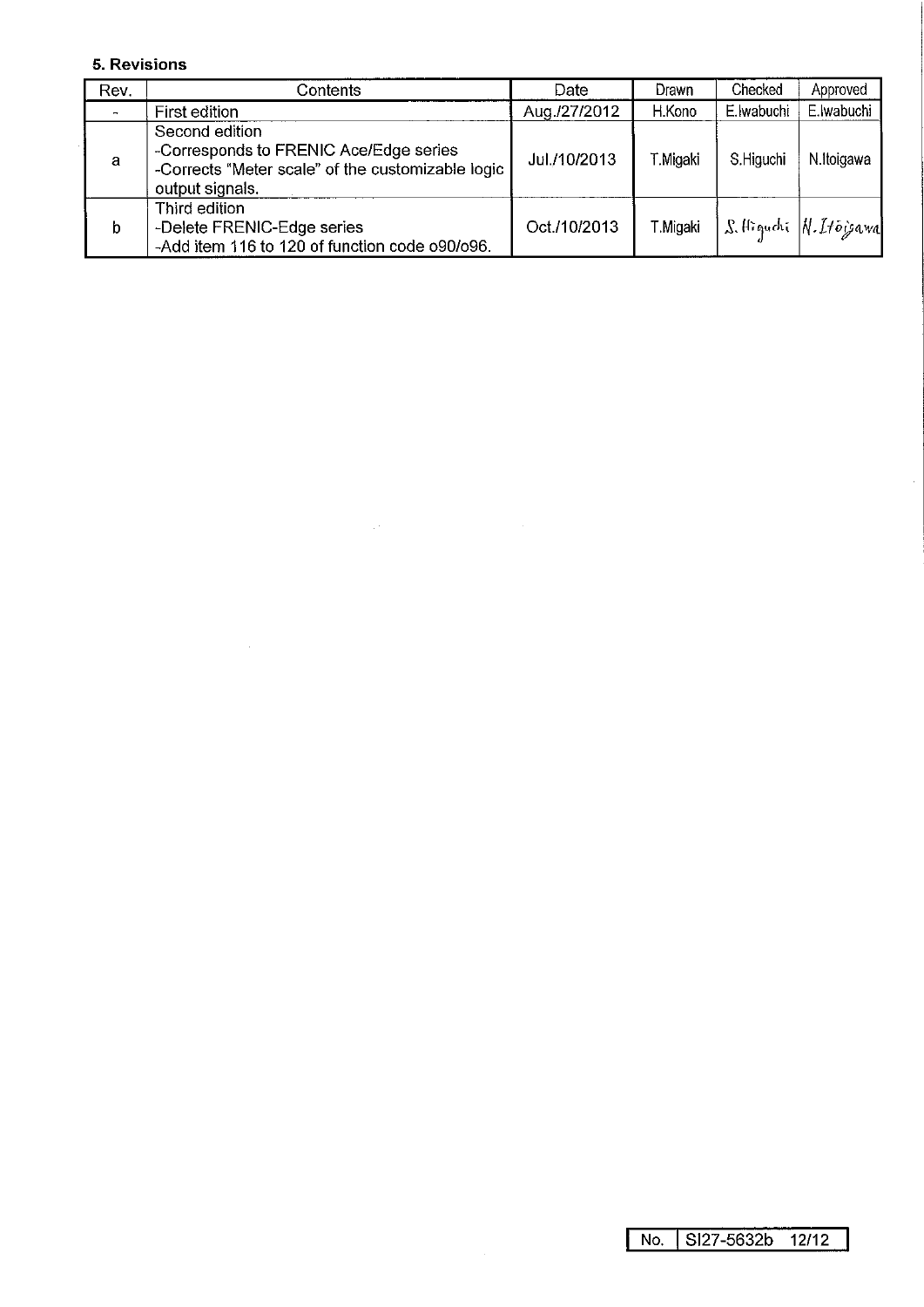**5. Revisions**

| Rev. | Contents | Date | Drawn | Checked | Approved |
|---|---|---|---|---|---|
| - | First edition | Aug./27/2012 | H.Kono | E.Iwabuchi | E.Iwabuchi |
| a | Second edition<br>-Corresponds to FRENIC Ace/Edge series<br>-Corrects "Meter scale" of the customizable logic output signals. | Jul./10/2013 | T.Migaki | S.Higuchi | N.Itoigawa |
| b | Third edition<br>-Delete FRENIC-Edge series<br>-Add item 116 to 120 of function code o90/o96. | Oct./10/2013 | T.Migaki | S.Higuchi | N.Itoigawa |

No. SI27-5632b